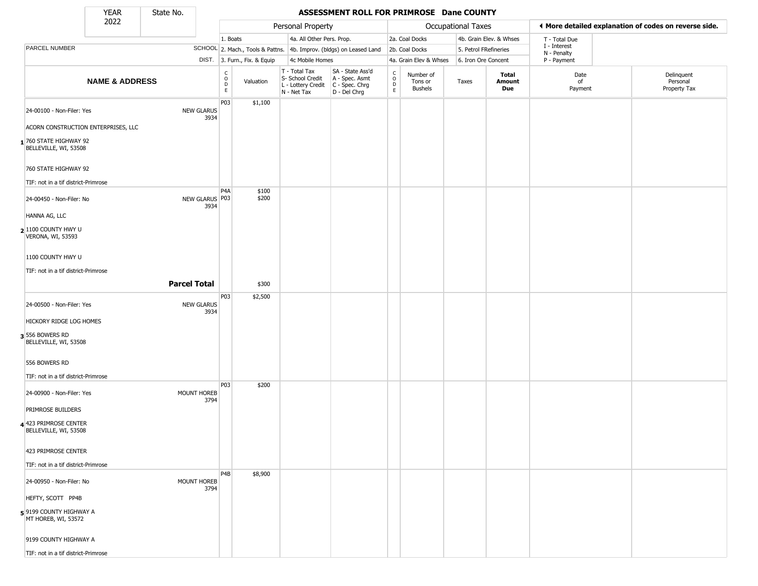# ASSESSMENT ROLL FOR PRIMROSE Dane COUNTY

| YEAR | State No. |
|---|---|
| 2022 | |

| | | Personal Property | | | | Occupational Taxes | | | | | ◀ More detailed explanation of codes on reverse side. | |
|---|---|---|---|---|---|---|---|---|---|---|---|---|
| PARCEL NUMBER | SCHOOL DIST. | 1. Boats<br>2. Mach., Tools & Pattns.<br>3. Furn., Fix. & Equip | | 4a. All Other Pers. Prop.<br>4b. Improv. (bldgs) on Leased Land<br>4c Mobile Homes | | 2a. Coal Docks<br>2b. Coal Docks<br>4a. Grain Elev & Whses | | 4b. Grain Elev. & Whses<br>5. Petrol FRefineries<br>6. Iron Ore Concent | | | T - Total Due<br>I - Interest<br>N - Penalty<br>P - Payment | |
| **NAME & ADDRESS** | | CODE | Valuation | T - Total Tax<br>S- School Credit<br>L - Lottery Credit<br>N - Net Tax | SA - State Ass'd<br>A - Spec. Asmt<br>C - Spec. Chrg<br>D - Del Chrg | CODE | Number of Tons or Bushels | Taxes | **Total Amount Due** | Date of Payment | Delinquent Personal Property Tax | |
| 1 24-00100 - Non-Filer: Yes<br>ACORN CONSTRUCTION ENTERPRISES, LLC<br>760 STATE HIGHWAY 92<br>BELLEVILLE, WI, 53508<br>760 STATE HIGHWAY 92<br>TIF: not in a tif district-Primrose | NEW GLARUS 3934 | P03 | $1,100 | | | | | | | | | |
| 2 24-00450 - Non-Filer: No<br>HANNA AG, LLC<br>1100 COUNTY HWY U<br>VERONA, WI, 53593<br>1100 COUNTY HWY U<br>TIF: not in a tif district-Primrose | NEW GLARUS 3934 | P4A<br>P03 | $100<br>$200 | | | | | | | | | |
| **Parcel Total** | | | $300 | | | | | | | | | |
| 3 24-00500 - Non-Filer: Yes<br>HICKORY RIDGE LOG HOMES<br>556 BOWERS RD<br>BELLEVILLE, WI, 53508<br>556 BOWERS RD<br>TIF: not in a tif district-Primrose | NEW GLARUS 3934 | P03 | $2,500 | | | | | | | | | |
| 4 24-00900 - Non-Filer: Yes<br>PRIMROSE BUILDERS<br>423 PRIMROSE CENTER<br>BELLEVILLE, WI, 53508<br>423 PRIMROSE CENTER<br>TIF: not in a tif district-Primrose | MOUNT HOREB 3794 | P03 | $200 | | | | | | | | | |
| 5 24-00950 - Non-Filer: No<br>HEFTY, SCOTT PP4B<br>9199 COUNTY HIGHWAY A<br>MT HOREB, WI, 53572<br>9199 COUNTY HIGHWAY A<br>TIF: not in a tif district-Primrose | MOUNT HOREB 3794 | P4B | $8,900 | | | | | | | | | |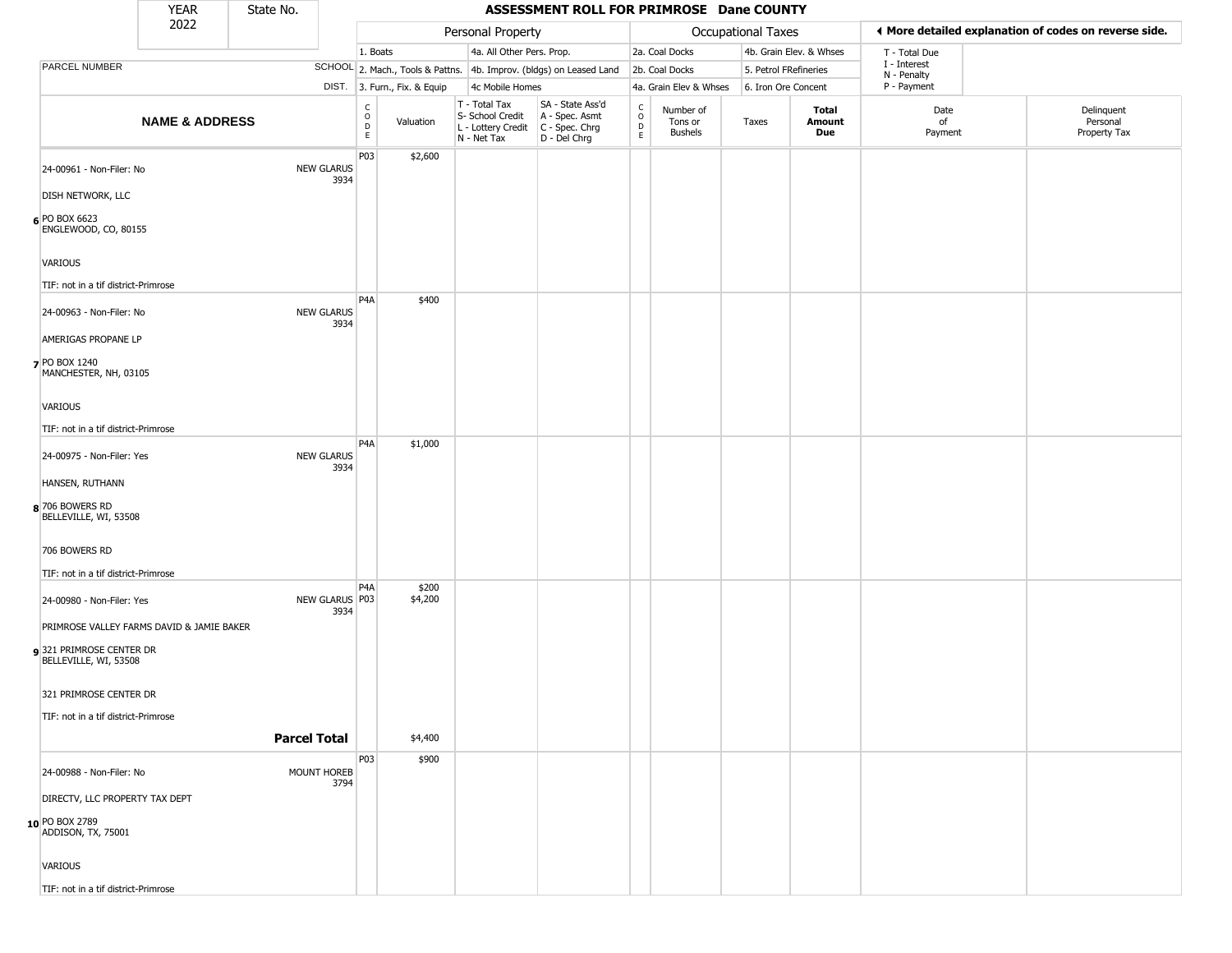| YEAR 2022 | State No. | ASSESSMENT ROLL FOR PRIMROSE Dane COUNTY |
|---|---|---|

| | | Personal Property | | | | Occupational Taxes | | | | ◄ More detailed explanation of codes on reverse side. | |
|---|---|---|---|---|---|---|---|---|---|---|---|
| PARCEL NUMBER | SCHOOL DIST. | 1. Boats 2. Mach., Tools & Pattns. 3. Furn., Fix. & Equip | | 4a. All Other Pers. Prop. 4b. Improv. (bldgs) on Leased Land 4c Mobile Homes | | 2a. Coal Docks 2b. Coal Docks 4a. Grain Elev & Whses | | 4b. Grain Elev. & Whses 5. Petrol FRefineries 6. Iron Ore Concent | | T - Total Due I - Interest N - Penalty P - Payment | |
| **NAME & ADDRESS** | | CODE | Valuation | T - Total Tax S- School Credit L - Lottery Credit N - Net Tax | SA - State Ass'd A - Spec. Asmt C - Spec. Chrg D - Del Chrg | CODE | Number of Tons or Bushels | Taxes | **Total Amount Due** | Date of Payment | Delinquent Personal Property Tax |
| 24-00961 - Non-Filer: No<br>DISH NETWORK, LLC<br>6 PO BOX 6623<br>ENGLEWOOD, CO, 80155<br>VARIOUS<br>TIF: not in a tif district-Primrose | NEW GLARUS 3934 | P03 | $2,600 | | | | | | | | |
| 24-00963 - Non-Filer: No<br>AMERIGAS PROPANE LP<br>7 PO BOX 1240<br>MANCHESTER, NH, 03105<br>VARIOUS<br>TIF: not in a tif district-Primrose | NEW GLARUS 3934 | P4A | $400 | | | | | | | | |
| 24-00975 - Non-Filer: Yes<br>HANSEN, RUTHANN<br>8 706 BOWERS RD<br>BELLEVILLE, WI, 53508<br>706 BOWERS RD<br>TIF: not in a tif district-Primrose | NEW GLARUS 3934 | P4A | $1,000 | | | | | | | | |
| 24-00980 - Non-Filer: Yes<br>PRIMROSE VALLEY FARMS DAVID & JAMIE BAKER<br>9 321 PRIMROSE CENTER DR<br>BELLEVILLE, WI, 53508<br>321 PRIMROSE CENTER DR<br>TIF: not in a tif district-Primrose | NEW GLARUS 3934 | P4A<br>P03 | $200<br>$4,200 | | | | | | | | |
| | **Parcel Total** | | $4,400 | | | | | | | | |
| 24-00988 - Non-Filer: No<br>DIRECTV, LLC PROPERTY TAX DEPT<br>10 PO BOX 2789<br>ADDISON, TX, 75001<br>VARIOUS<br>TIF: not in a tif district-Primrose | MOUNT HOREB 3794 | P03 | $900 | | | | | | | | |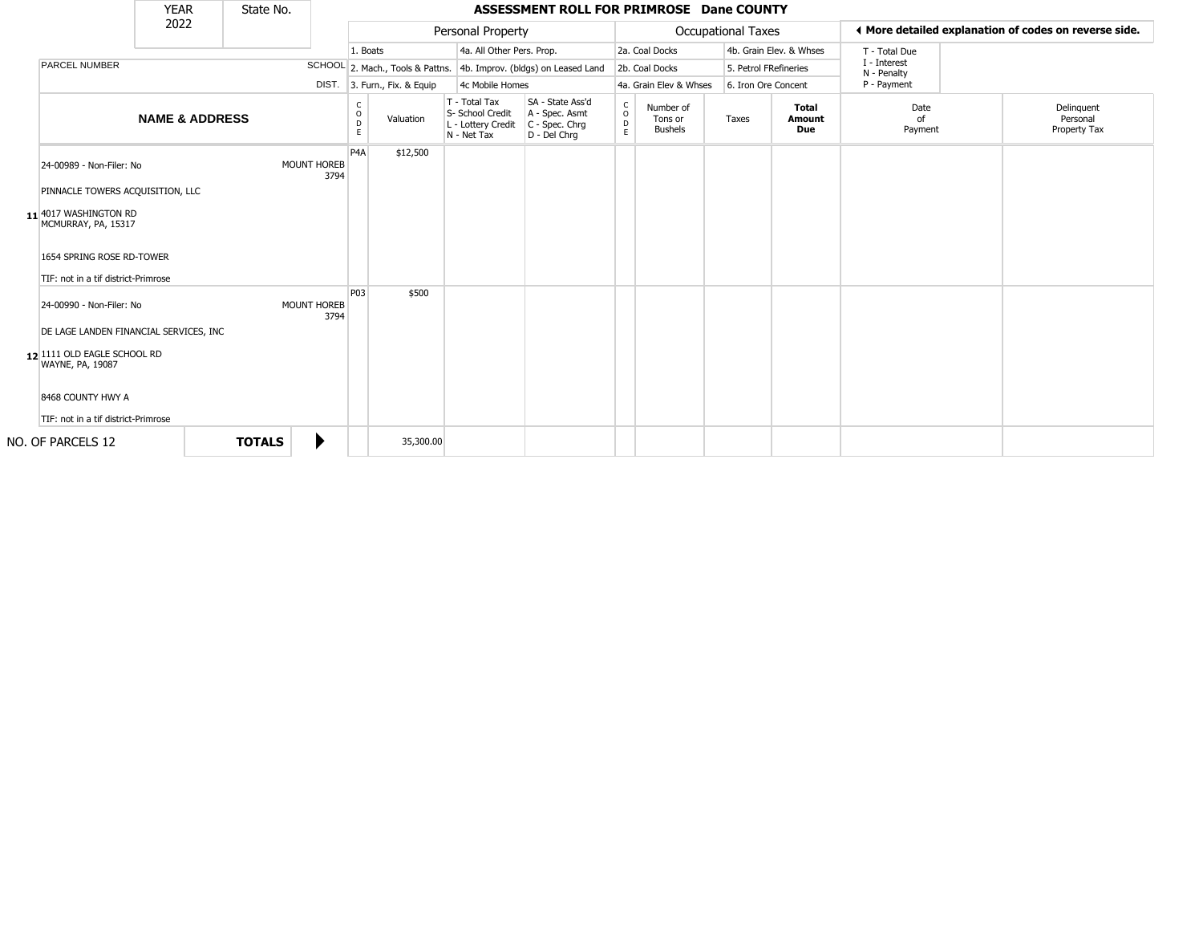| YEAR 2022 | State No. | | **ASSESSMENT ROLL FOR PRIMROSE Dane COUNTY** | | | | | | | | |
|---|---|---|---|---|---|---|---|---|---|---|---|

| | | Personal Property | | | | Occupational Taxes | | | | ◀ More detailed explanation of codes on reverse side. | |
|---|---|---|---|---|---|---|---|---|---|---|---|
| | | 1. Boats | | 4a. All Other Pers. Prop. | | 2a. Coal Docks | | 4b. Grain Elev. & Whses | | T - Total Due<br>I - Interest<br>N - Penalty<br>P - Payment | |
| PARCEL NUMBER | SCHOOL | 2. Mach., Tools & Pattns. | | 4b. Improv. (bldgs) on Leased Land | | 2b. Coal Docks | | 5. Petrol FRefineries | | | |
| | DIST. | 3. Furn., Fix. & Equip | | 4c Mobile Homes | | 4a. Grain Elev & Whses | | 6. Iron Ore Concent | | | |
| **NAME & ADDRESS** | | CODE | Valuation | T - Total Tax<br>S- School Credit<br>L - Lottery Credit<br>N - Net Tax | SA - State Ass'd<br>A - Spec. Asmt<br>C - Spec. Chrg<br>D - Del Chrg | CODE | Number of Tons or Bushels | Taxes | **Total Amount Due** | Date of Payment | Delinquent Personal Property Tax |
| **11** 24-00989 - Non-Filer: No<br>PINNACLE TOWERS ACQUISITION, LLC<br>4017 WASHINGTON RD<br>MCMURRAY, PA, 15317<br>1654 SPRING ROSE RD-TOWER<br>TIF: not in a tif district-Primrose | MOUNT HOREB 3794 | P4A | $12,500 | | | | | | | | |
| **12** 24-00990 - Non-Filer: No<br>DE LAGE LANDEN FINANCIAL SERVICES, INC<br>1111 OLD EAGLE SCHOOL RD<br>WAYNE, PA, 19087<br>8468 COUNTY HWY A<br>TIF: not in a tif district-Primrose | MOUNT HOREB 3794 | P03 | $500 | | | | | | | | |
| NO. OF PARCELS 12 | **TOTALS** ▶ | | 35,300.00 | | | | | | | | |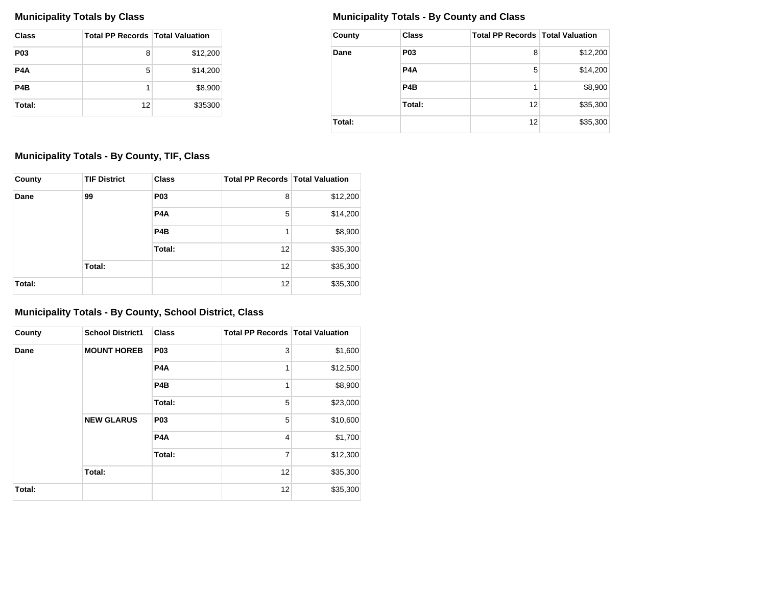### Municipality Totals by Class

| Class | Total PP Records | Total Valuation |
|---|---|---|
| **P03** | 8 | $12,200 |
| **P4A** | 5 | $14,200 |
| **P4B** | 1 | $8,900 |
| **Total:** | 12 | $35300 |

### Municipality Totals - By County and Class

| County | Class | Total PP Records | Total Valuation |
|---|---|---|---|
| **Dane** | **P03** | 8 | $12,200 |
| | **P4A** | 5 | $14,200 |
| | **P4B** | 1 | $8,900 |
| | **Total:** | 12 | $35,300 |
| **Total:** | | 12 | $35,300 |

### Municipality Totals - By County, TIF, Class

| County | TIF District | Class | Total PP Records | Total Valuation |
|---|---|---|---|---|
| **Dane** | **99** | **P03** | 8 | $12,200 |
| | | **P4A** | 5 | $14,200 |
| | | **P4B** | 1 | $8,900 |
| | | **Total:** | 12 | $35,300 |
| | **Total:** | | 12 | $35,300 |
| **Total:** | | | 12 | $35,300 |

### Municipality Totals - By County, School District, Class

| County | School District1 | Class | Total PP Records | Total Valuation |
|---|---|---|---|---|
| **Dane** | **MOUNT HOREB** | **P03** | 3 | $1,600 |
| | | **P4A** | 1 | $12,500 |
| | | **P4B** | 1 | $8,900 |
| | | **Total:** | 5 | $23,000 |
| | **NEW GLARUS** | **P03** | 5 | $10,600 |
| | | **P4A** | 4 | $1,700 |
| | | **Total:** | 7 | $12,300 |
| | **Total:** | | 12 | $35,300 |
| **Total:** | | | 12 | $35,300 |